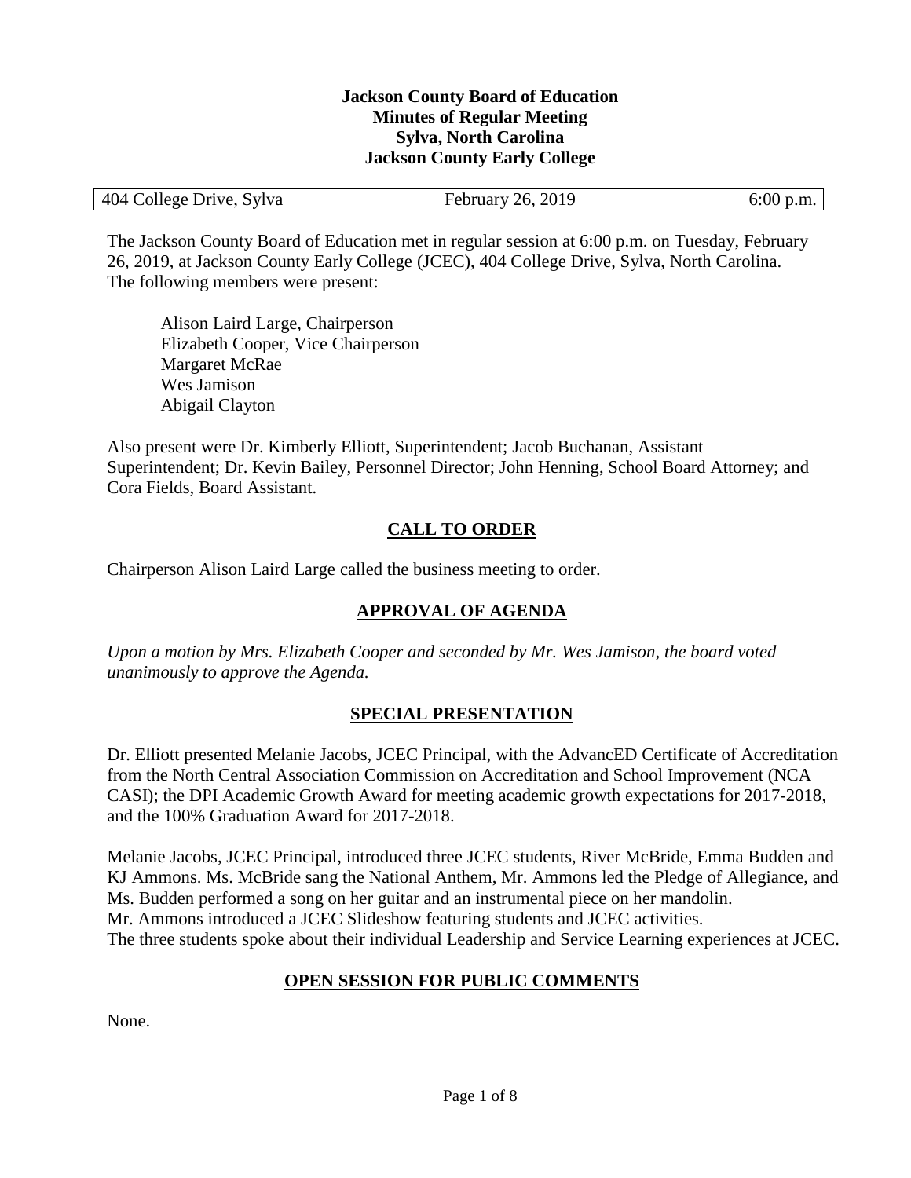**Jackson County Board of Education**
**Minutes of Regular Meeting**
**Sylva, North Carolina**
**Jackson County Early College**

| 404 College Drive, Sylva | February 26, 2019 | 6:00 p.m. |
| --- | --- | --- |

The Jackson County Board of Education met in regular session at 6:00 p.m. on Tuesday, February 26, 2019, at Jackson County Early College (JCEC), 404 College Drive, Sylva, North Carolina. The following members were present:

Alison Laird Large, Chairperson
Elizabeth Cooper, Vice Chairperson
Margaret McRae
Wes Jamison
Abigail Clayton

Also present were Dr. Kimberly Elliott, Superintendent; Jacob Buchanan, Assistant Superintendent; Dr. Kevin Bailey, Personnel Director; John Henning, School Board Attorney; and Cora Fields, Board Assistant.

## CALL TO ORDER

Chairperson Alison Laird Large called the business meeting to order.

## APPROVAL OF AGENDA

*Upon a motion by Mrs. Elizabeth Cooper and seconded by Mr. Wes Jamison, the board voted unanimously to approve the Agenda.*

## SPECIAL PRESENTATION

Dr. Elliott presented Melanie Jacobs, JCEC Principal, with the AdvancED Certificate of Accreditation from the North Central Association Commission on Accreditation and School Improvement (NCA CASI); the DPI Academic Growth Award for meeting academic growth expectations for 2017-2018, and the 100% Graduation Award for 2017-2018.

Melanie Jacobs, JCEC Principal, introduced three JCEC students, River McBride, Emma Budden and KJ Ammons. Ms. McBride sang the National Anthem, Mr. Ammons led the Pledge of Allegiance, and Ms. Budden performed a song on her guitar and an instrumental piece on her mandolin.
Mr. Ammons introduced a JCEC Slideshow featuring students and JCEC activities.
The three students spoke about their individual Leadership and Service Learning experiences at JCEC.

## OPEN SESSION FOR PUBLIC COMMENTS

None.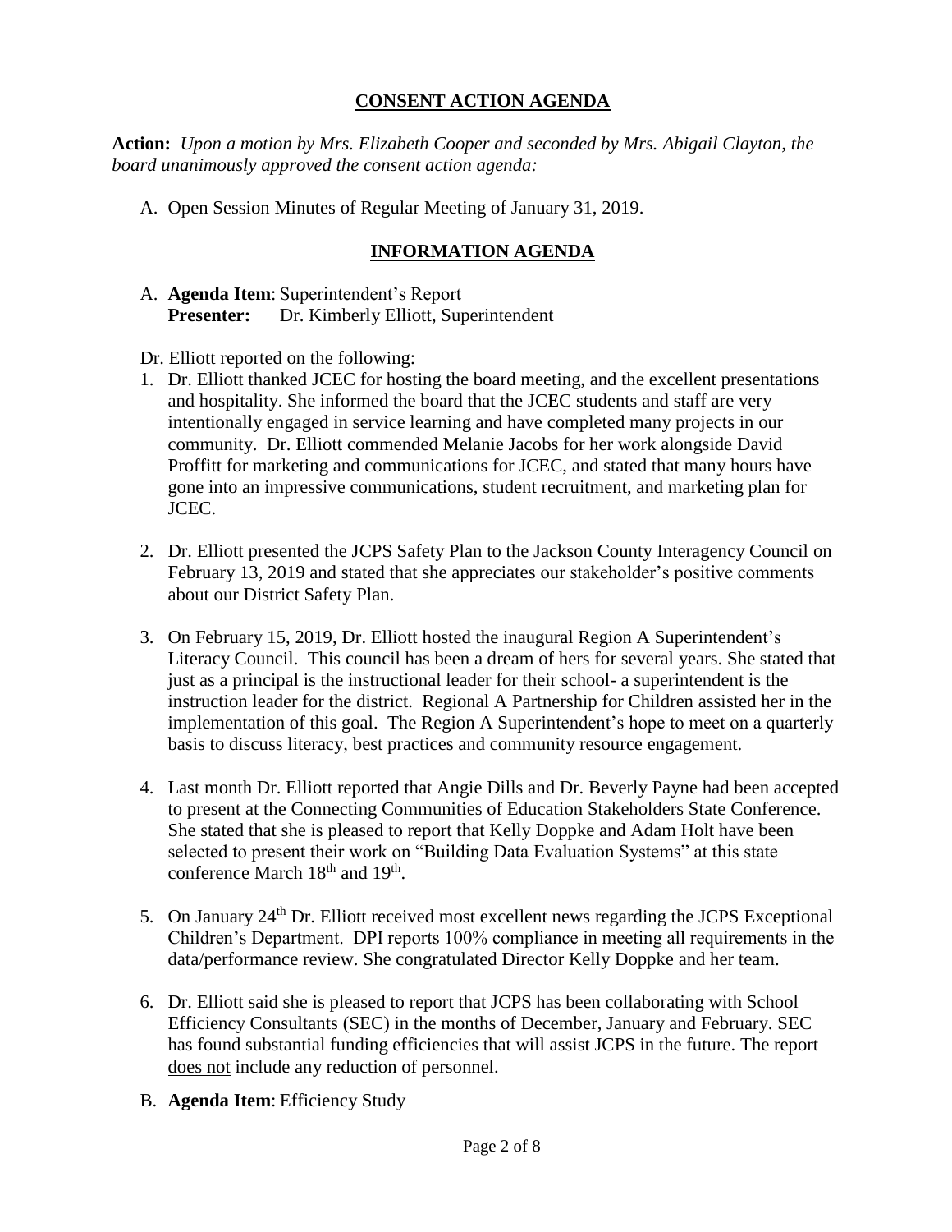## CONSENT ACTION AGENDA

**Action:** *Upon a motion by Mrs. Elizabeth Cooper and seconded by Mrs. Abigail Clayton, the board unanimously approved the consent action agenda:*

A. Open Session Minutes of Regular Meeting of January 31, 2019.

## INFORMATION AGENDA

A. **Agenda Item**: Superintendent's Report
   **Presenter:** Dr. Kimberly Elliott, Superintendent

Dr. Elliott reported on the following:

1. Dr. Elliott thanked JCEC for hosting the board meeting, and the excellent presentations and hospitality. She informed the board that the JCEC students and staff are very intentionally engaged in service learning and have completed many projects in our community. Dr. Elliott commended Melanie Jacobs for her work alongside David Proffitt for marketing and communications for JCEC, and stated that many hours have gone into an impressive communications, student recruitment, and marketing plan for JCEC.

2. Dr. Elliott presented the JCPS Safety Plan to the Jackson County Interagency Council on February 13, 2019 and stated that she appreciates our stakeholder's positive comments about our District Safety Plan.

3. On February 15, 2019, Dr. Elliott hosted the inaugural Region A Superintendent's Literacy Council. This council has been a dream of hers for several years. She stated that just as a principal is the instructional leader for their school- a superintendent is the instruction leader for the district. Regional A Partnership for Children assisted her in the implementation of this goal. The Region A Superintendent's hope to meet on a quarterly basis to discuss literacy, best practices and community resource engagement.

4. Last month Dr. Elliott reported that Angie Dills and Dr. Beverly Payne had been accepted to present at the Connecting Communities of Education Stakeholders State Conference. She stated that she is pleased to report that Kelly Doppke and Adam Holt have been selected to present their work on "Building Data Evaluation Systems" at this state conference March 18th and 19th.

5. On January 24th Dr. Elliott received most excellent news regarding the JCPS Exceptional Children's Department. DPI reports 100% compliance in meeting all requirements in the data/performance review. She congratulated Director Kelly Doppke and her team.

6. Dr. Elliott said she is pleased to report that JCPS has been collaborating with School Efficiency Consultants (SEC) in the months of December, January and February. SEC has found substantial funding efficiencies that will assist JCPS in the future. The report does not include any reduction of personnel.

B. **Agenda Item**: Efficiency Study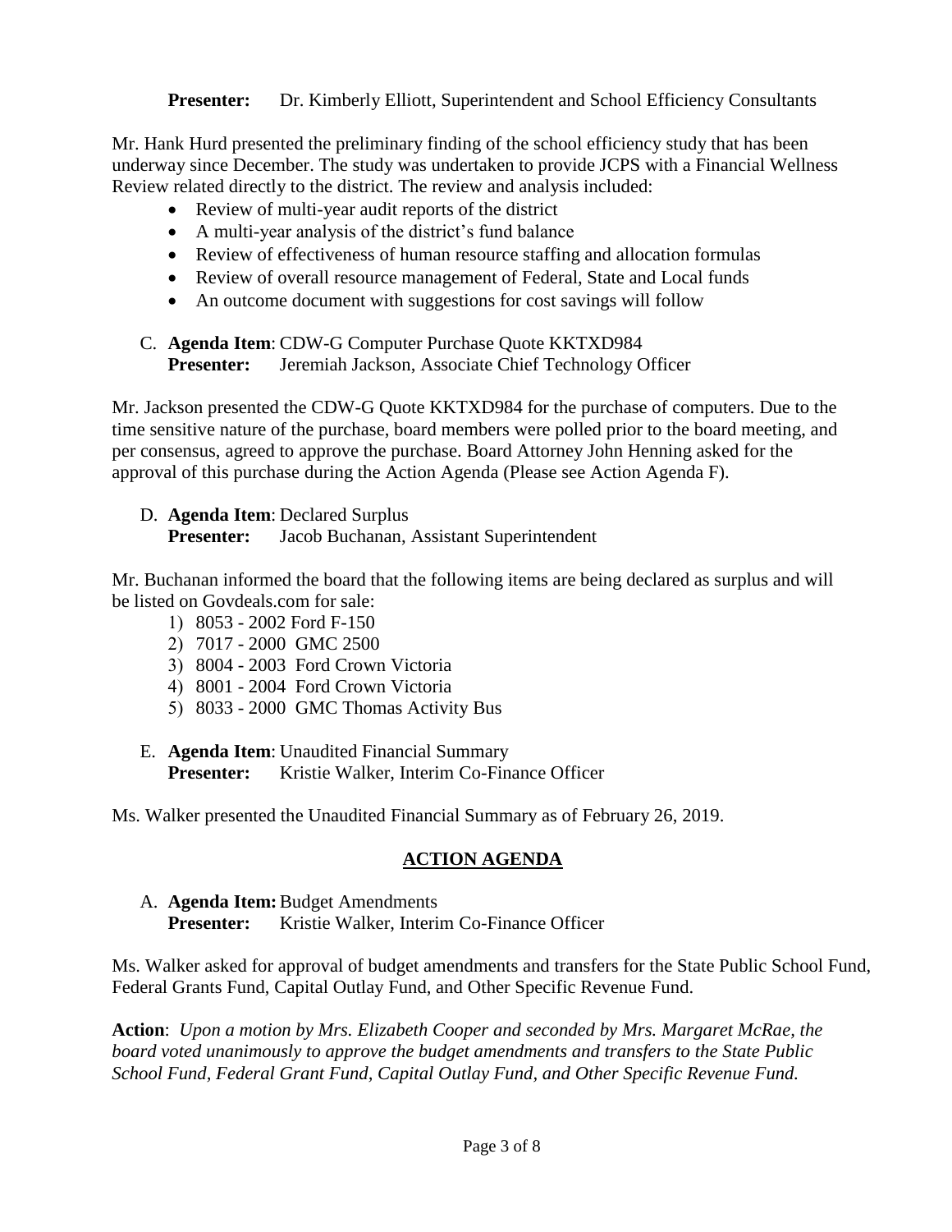**Presenter:** Dr. Kimberly Elliott, Superintendent and School Efficiency Consultants

Mr. Hank Hurd presented the preliminary finding of the school efficiency study that has been underway since December. The study was undertaken to provide JCPS with a Financial Wellness Review related directly to the district. The review and analysis included:

- Review of multi-year audit reports of the district
- A multi-year analysis of the district's fund balance
- Review of effectiveness of human resource staffing and allocation formulas
- Review of overall resource management of Federal, State and Local funds
- An outcome document with suggestions for cost savings will follow

C. **Agenda Item**: CDW-G Computer Purchase Quote KKTXD984
**Presenter:** Jeremiah Jackson, Associate Chief Technology Officer

Mr. Jackson presented the CDW-G Quote KKTXD984 for the purchase of computers. Due to the time sensitive nature of the purchase, board members were polled prior to the board meeting, and per consensus, agreed to approve the purchase. Board Attorney John Henning asked for the approval of this purchase during the Action Agenda (Please see Action Agenda F).

D. **Agenda Item**: Declared Surplus
**Presenter:** Jacob Buchanan, Assistant Superintendent

Mr. Buchanan informed the board that the following items are being declared as surplus and will be listed on Govdeals.com for sale:

1) 8053 - 2002 Ford F-150
2) 7017 - 2000 GMC 2500
3) 8004 - 2003 Ford Crown Victoria
4) 8001 - 2004 Ford Crown Victoria
5) 8033 - 2000 GMC Thomas Activity Bus

E. **Agenda Item**: Unaudited Financial Summary
**Presenter:** Kristie Walker, Interim Co-Finance Officer

Ms. Walker presented the Unaudited Financial Summary as of February 26, 2019.

## ACTION AGENDA

A. **Agenda Item:** Budget Amendments
**Presenter:** Kristie Walker, Interim Co-Finance Officer

Ms. Walker asked for approval of budget amendments and transfers for the State Public School Fund, Federal Grants Fund, Capital Outlay Fund, and Other Specific Revenue Fund.

**Action**: *Upon a motion by Mrs. Elizabeth Cooper and seconded by Mrs. Margaret McRae, the board voted unanimously to approve the budget amendments and transfers to the State Public School Fund, Federal Grant Fund, Capital Outlay Fund, and Other Specific Revenue Fund.*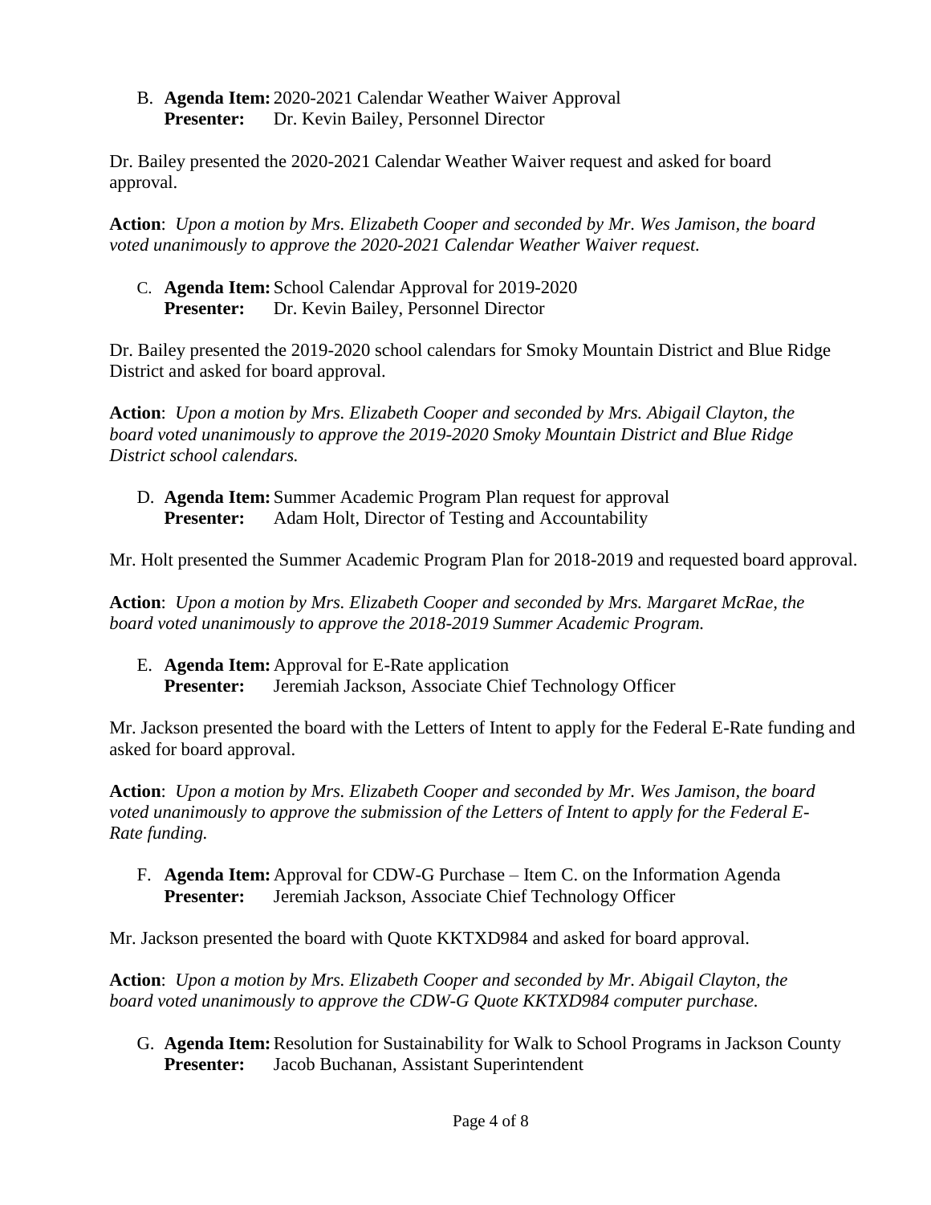B. **Agenda Item:** 2020-2021 Calendar Weather Waiver Approval
**Presenter:** Dr. Kevin Bailey, Personnel Director

Dr. Bailey presented the 2020-2021 Calendar Weather Waiver request and asked for board approval.

**Action**: *Upon a motion by Mrs. Elizabeth Cooper and seconded by Mr. Wes Jamison, the board voted unanimously to approve the 2020-2021 Calendar Weather Waiver request.*

C. **Agenda Item:** School Calendar Approval for 2019-2020
**Presenter:** Dr. Kevin Bailey, Personnel Director

Dr. Bailey presented the 2019-2020 school calendars for Smoky Mountain District and Blue Ridge District and asked for board approval.

**Action**: *Upon a motion by Mrs. Elizabeth Cooper and seconded by Mrs. Abigail Clayton, the board voted unanimously to approve the 2019-2020 Smoky Mountain District and Blue Ridge District school calendars.*

D. **Agenda Item:** Summer Academic Program Plan request for approval
**Presenter:** Adam Holt, Director of Testing and Accountability

Mr. Holt presented the Summer Academic Program Plan for 2018-2019 and requested board approval.

**Action**: *Upon a motion by Mrs. Elizabeth Cooper and seconded by Mrs. Margaret McRae, the board voted unanimously to approve the 2018-2019 Summer Academic Program.*

E. **Agenda Item:** Approval for E-Rate application
**Presenter:** Jeremiah Jackson, Associate Chief Technology Officer

Mr. Jackson presented the board with the Letters of Intent to apply for the Federal E-Rate funding and asked for board approval.

**Action**: *Upon a motion by Mrs. Elizabeth Cooper and seconded by Mr. Wes Jamison, the board voted unanimously to approve the submission of the Letters of Intent to apply for the Federal E-Rate funding.*

F. **Agenda Item:** Approval for CDW-G Purchase – Item C. on the Information Agenda
**Presenter:** Jeremiah Jackson, Associate Chief Technology Officer

Mr. Jackson presented the board with Quote KKTXD984 and asked for board approval.

**Action**: *Upon a motion by Mrs. Elizabeth Cooper and seconded by Mr. Abigail Clayton, the board voted unanimously to approve the CDW-G Quote KKTXD984 computer purchase.*

G. **Agenda Item:** Resolution for Sustainability for Walk to School Programs in Jackson County
**Presenter:** Jacob Buchanan, Assistant Superintendent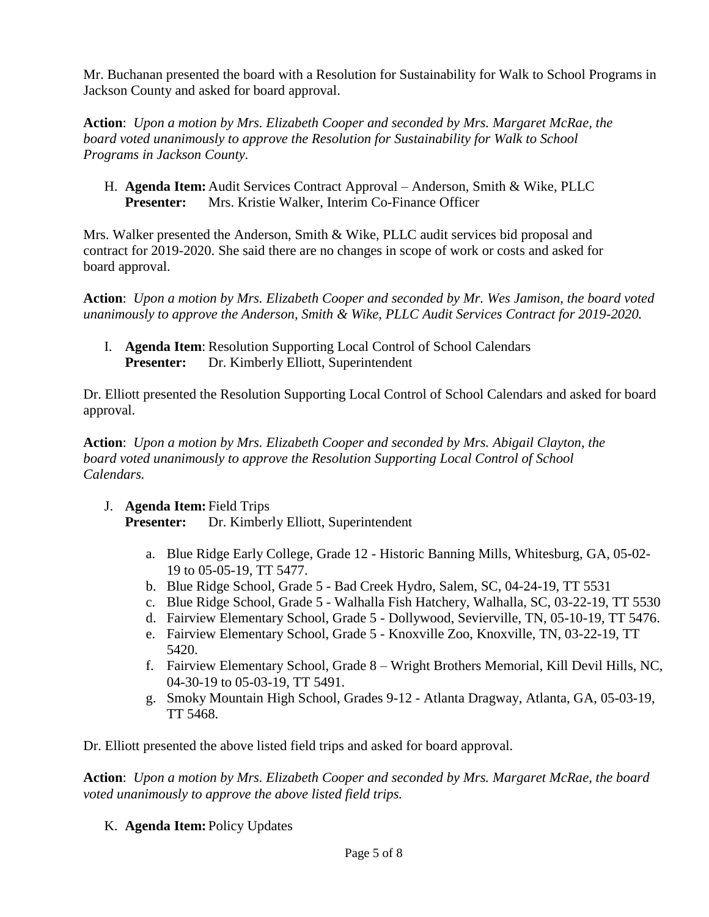Mr. Buchanan presented the board with a Resolution for Sustainability for Walk to School Programs in Jackson County and asked for board approval.

**Action**: *Upon a motion by Mrs. Elizabeth Cooper and seconded by Mrs. Margaret McRae, the board voted unanimously to approve the Resolution for Sustainability for Walk to School Programs in Jackson County.*

H. **Agenda Item:** Audit Services Contract Approval – Anderson, Smith & Wike, PLLC
   **Presenter:** Mrs. Kristie Walker, Interim Co-Finance Officer

Mrs. Walker presented the Anderson, Smith & Wike, PLLC audit services bid proposal and contract for 2019-2020. She said there are no changes in scope of work or costs and asked for board approval.

**Action**: *Upon a motion by Mrs. Elizabeth Cooper and seconded by Mr. Wes Jamison, the board voted unanimously to approve the Anderson, Smith & Wike, PLLC Audit Services Contract for 2019-2020.*

I. **Agenda Item**: Resolution Supporting Local Control of School Calendars
   **Presenter:** Dr. Kimberly Elliott, Superintendent

Dr. Elliott presented the Resolution Supporting Local Control of School Calendars and asked for board approval.

**Action**: *Upon a motion by Mrs. Elizabeth Cooper and seconded by Mrs. Abigail Clayton, the board voted unanimously to approve the Resolution Supporting Local Control of School Calendars.*

J. **Agenda Item:** Field Trips
   **Presenter:** Dr. Kimberly Elliott, Superintendent

   a. Blue Ridge Early College, Grade 12 - Historic Banning Mills, Whitesburg, GA, 05-02-19 to 05-05-19, TT 5477.
   b. Blue Ridge School, Grade 5 - Bad Creek Hydro, Salem, SC, 04-24-19, TT 5531
   c. Blue Ridge School, Grade 5 - Walhalla Fish Hatchery, Walhalla, SC, 03-22-19, TT 5530
   d. Fairview Elementary School, Grade 5 - Dollywood, Sevierville, TN, 05-10-19, TT 5476.
   e. Fairview Elementary School, Grade 5 - Knoxville Zoo, Knoxville, TN, 03-22-19, TT 5420.
   f. Fairview Elementary School, Grade 8 – Wright Brothers Memorial, Kill Devil Hills, NC, 04-30-19 to 05-03-19, TT 5491.
   g. Smoky Mountain High School, Grades 9-12 - Atlanta Dragway, Atlanta, GA, 05-03-19, TT 5468.

Dr. Elliott presented the above listed field trips and asked for board approval.

**Action**: *Upon a motion by Mrs. Elizabeth Cooper and seconded by Mrs. Margaret McRae, the board voted unanimously to approve the above listed field trips.*

K. **Agenda Item:** Policy Updates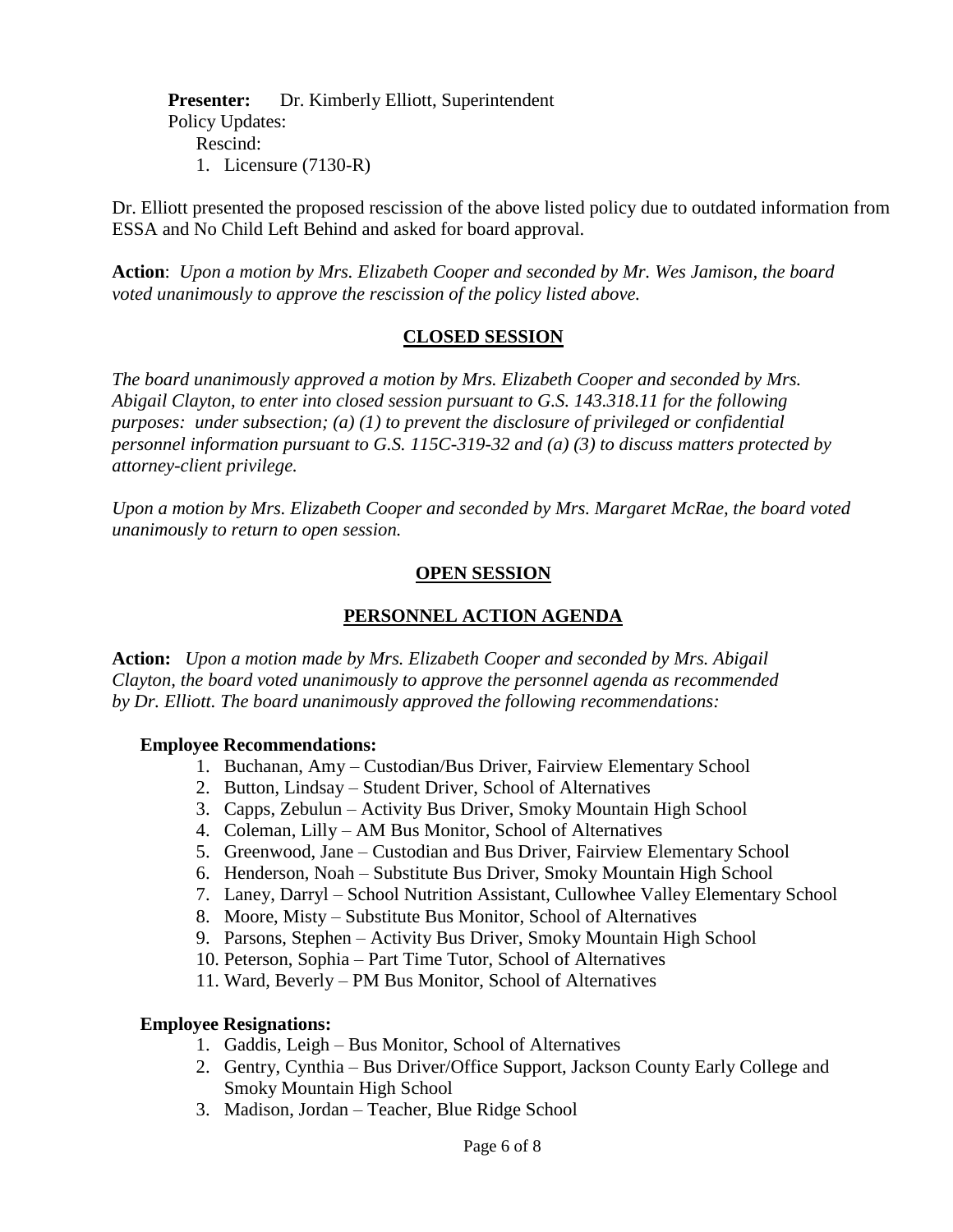**Presenter:** Dr. Kimberly Elliott, Superintendent

Policy Updates:

Rescind:

1. Licensure (7130-R)

Dr. Elliott presented the proposed rescission of the above listed policy due to outdated information from ESSA and No Child Left Behind and asked for board approval.

**Action**: *Upon a motion by Mrs. Elizabeth Cooper and seconded by Mr. Wes Jamison, the board voted unanimously to approve the rescission of the policy listed above.*

## CLOSED SESSION

*The board unanimously approved a motion by Mrs. Elizabeth Cooper and seconded by Mrs. Abigail Clayton, to enter into closed session pursuant to G.S. 143.318.11 for the following purposes: under subsection; (a) (1) to prevent the disclosure of privileged or confidential personnel information pursuant to G.S. 115C-319-32 and (a) (3) to discuss matters protected by attorney-client privilege.*

*Upon a motion by Mrs. Elizabeth Cooper and seconded by Mrs. Margaret McRae, the board voted unanimously to return to open session.*

## OPEN SESSION

## PERSONNEL ACTION AGENDA

**Action:** *Upon a motion made by Mrs. Elizabeth Cooper and seconded by Mrs. Abigail Clayton, the board voted unanimously to approve the personnel agenda as recommended by Dr. Elliott. The board unanimously approved the following recommendations:*

**Employee Recommendations:**

1. Buchanan, Amy – Custodian/Bus Driver, Fairview Elementary School
2. Button, Lindsay – Student Driver, School of Alternatives
3. Capps, Zebulun – Activity Bus Driver, Smoky Mountain High School
4. Coleman, Lilly – AM Bus Monitor, School of Alternatives
5. Greenwood, Jane – Custodian and Bus Driver, Fairview Elementary School
6. Henderson, Noah – Substitute Bus Driver, Smoky Mountain High School
7. Laney, Darryl – School Nutrition Assistant, Cullowhee Valley Elementary School
8. Moore, Misty – Substitute Bus Monitor, School of Alternatives
9. Parsons, Stephen – Activity Bus Driver, Smoky Mountain High School
10. Peterson, Sophia – Part Time Tutor, School of Alternatives
11. Ward, Beverly – PM Bus Monitor, School of Alternatives

**Employee Resignations:**

1. Gaddis, Leigh – Bus Monitor, School of Alternatives
2. Gentry, Cynthia – Bus Driver/Office Support, Jackson County Early College and Smoky Mountain High School
3. Madison, Jordan – Teacher, Blue Ridge School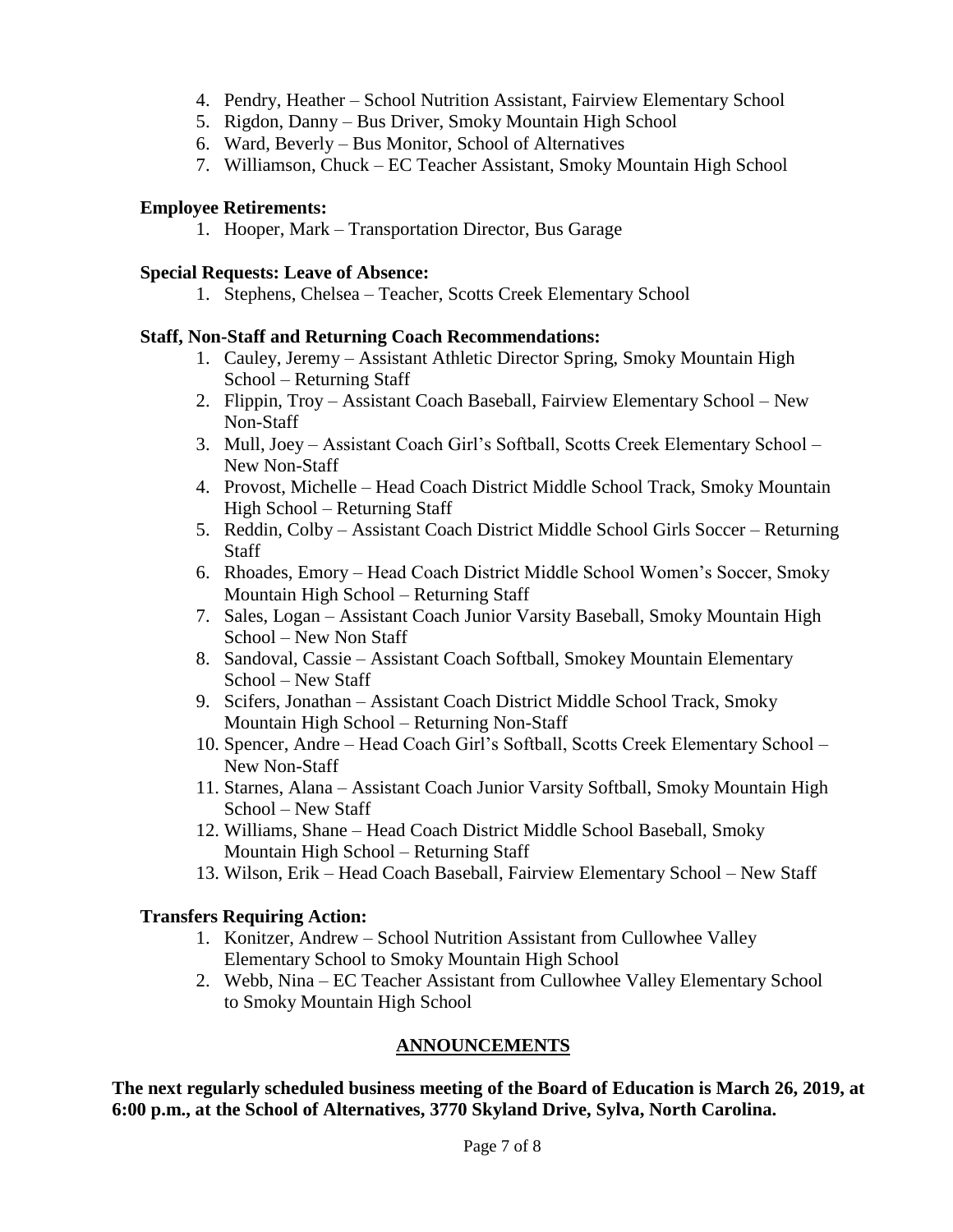4. Pendry, Heather – School Nutrition Assistant, Fairview Elementary School
5. Rigdon, Danny – Bus Driver, Smoky Mountain High School
6. Ward, Beverly – Bus Monitor, School of Alternatives
7. Williamson, Chuck – EC Teacher Assistant, Smoky Mountain High School

**Employee Retirements:**

1. Hooper, Mark – Transportation Director, Bus Garage

**Special Requests: Leave of Absence:**

1. Stephens, Chelsea – Teacher, Scotts Creek Elementary School

**Staff, Non-Staff and Returning Coach Recommendations:**

1. Cauley, Jeremy – Assistant Athletic Director Spring, Smoky Mountain High School – Returning Staff
2. Flippin, Troy – Assistant Coach Baseball, Fairview Elementary School – New Non-Staff
3. Mull, Joey – Assistant Coach Girl's Softball, Scotts Creek Elementary School – New Non-Staff
4. Provost, Michelle – Head Coach District Middle School Track, Smoky Mountain High School – Returning Staff
5. Reddin, Colby – Assistant Coach District Middle School Girls Soccer – Returning Staff
6. Rhoades, Emory – Head Coach District Middle School Women's Soccer, Smoky Mountain High School – Returning Staff
7. Sales, Logan – Assistant Coach Junior Varsity Baseball, Smoky Mountain High School – New Non Staff
8. Sandoval, Cassie – Assistant Coach Softball, Smokey Mountain Elementary School – New Staff
9. Scifers, Jonathan – Assistant Coach District Middle School Track, Smoky Mountain High School – Returning Non-Staff
10. Spencer, Andre – Head Coach Girl's Softball, Scotts Creek Elementary School – New Non-Staff
11. Starnes, Alana – Assistant Coach Junior Varsity Softball, Smoky Mountain High School – New Staff
12. Williams, Shane – Head Coach District Middle School Baseball, Smoky Mountain High School – Returning Staff
13. Wilson, Erik – Head Coach Baseball, Fairview Elementary School – New Staff

**Transfers Requiring Action:**

1. Konitzer, Andrew – School Nutrition Assistant from Cullowhee Valley Elementary School to Smoky Mountain High School
2. Webb, Nina – EC Teacher Assistant from Cullowhee Valley Elementary School to Smoky Mountain High School

## ANNOUNCEMENTS

**The next regularly scheduled business meeting of the Board of Education is March 26, 2019, at 6:00 p.m., at the School of Alternatives, 3770 Skyland Drive, Sylva, North Carolina.**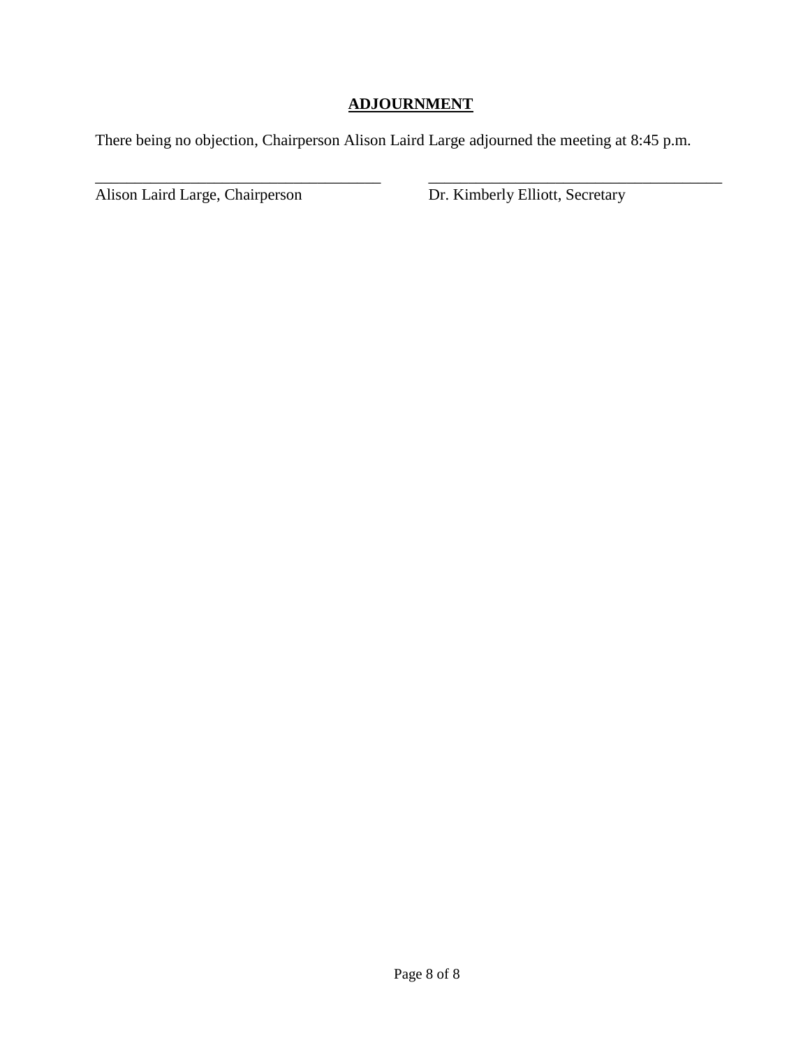## ADJOURNMENT

There being no objection, Chairperson Alison Laird Large adjourned the meeting at 8:45 p.m.

| | |
|---|---|
| _____________________________________ | ______________________________________ |
| Alison Laird Large, Chairperson | Dr. Kimberly Elliott, Secretary |